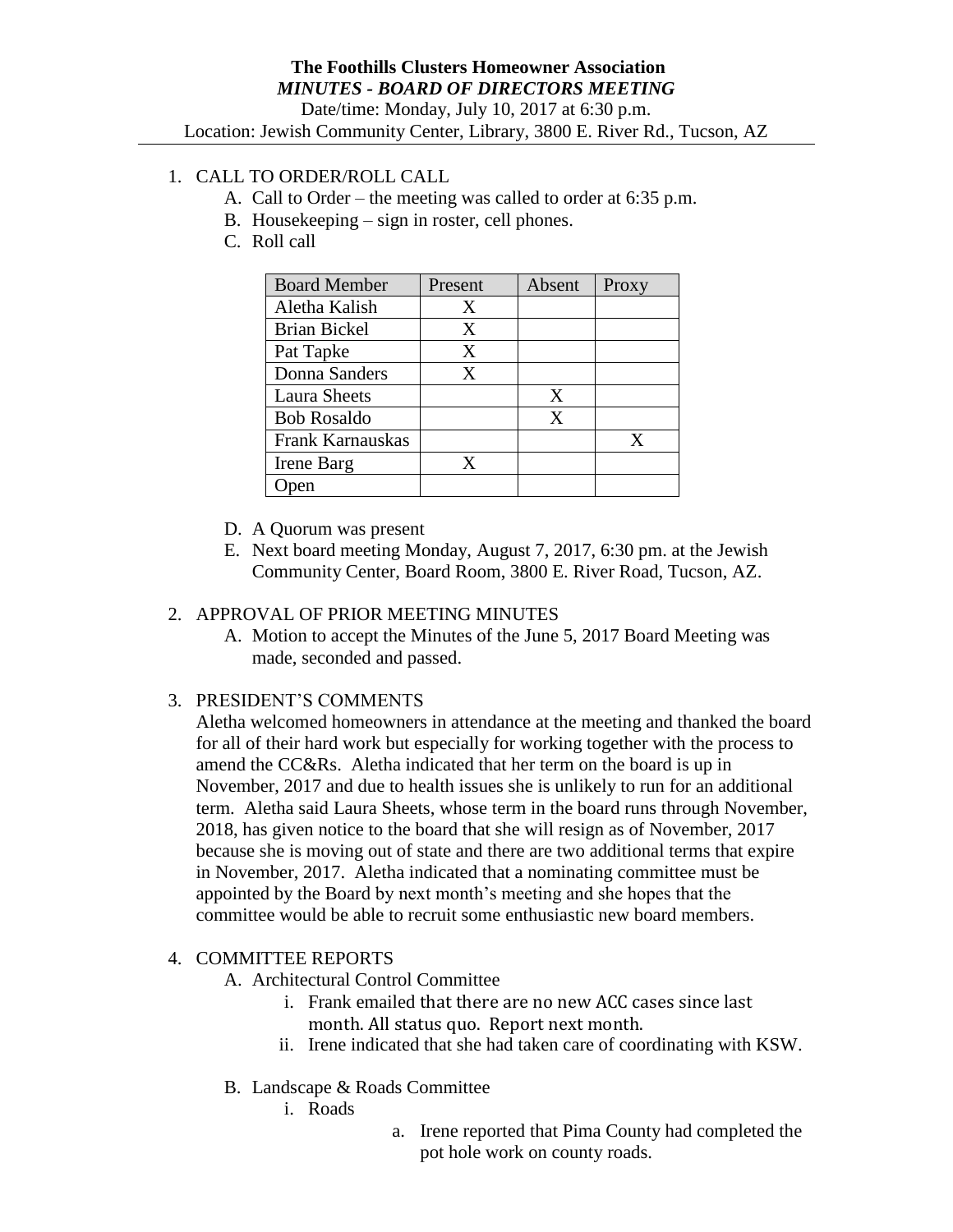**The Foothills Clusters Homeowner Association**

***MINUTES - BOARD OF DIRECTORS MEETING***

Date/time: Monday, July 10, 2017 at 6:30 p.m.

Location: Jewish Community Center, Library, 3800 E. River Rd., Tucson, AZ

1. CALL TO ORDER/ROLL CALL
   A. Call to Order – the meeting was called to order at 6:35 p.m.
   B. Housekeeping – sign in roster, cell phones.
   C. Roll call

| Board Member | Present | Absent | Proxy |
|---|---|---|---|
| Aletha Kalish | X | | |
| Brian Bickel | X | | |
| Pat Tapke | X | | |
| Donna Sanders | X | | |
| Laura Sheets | | X | |
| Bob Rosaldo | | X | |
| Frank Karnauskas | | | X |
| Irene Barg | X | | |
| Open | | | |

   D. A Quorum was present
   E. Next board meeting Monday, August 7, 2017, 6:30 pm. at the Jewish Community Center, Board Room, 3800 E. River Road, Tucson, AZ.

2. APPROVAL OF PRIOR MEETING MINUTES
   A. Motion to accept the Minutes of the June 5, 2017 Board Meeting was made, seconded and passed.

3. PRESIDENT'S COMMENTS

   Aletha welcomed homeowners in attendance at the meeting and thanked the board for all of their hard work but especially for working together with the process to amend the CC&Rs. Aletha indicated that her term on the board is up in November, 2017 and due to health issues she is unlikely to run for an additional term. Aletha said Laura Sheets, whose term in the board runs through November, 2018, has given notice to the board that she will resign as of November, 2017 because she is moving out of state and there are two additional terms that expire in November, 2017. Aletha indicated that a nominating committee must be appointed by the Board by next month's meeting and she hopes that the committee would be able to recruit some enthusiastic new board members.

4. COMMITTEE REPORTS
   A. Architectural Control Committee
      i. Frank emailed that there are no new ACC cases since last month. All status quo. Report next month.
      ii. Irene indicated that she had taken care of coordinating with KSW.
   B. Landscape & Roads Committee
      i. Roads
         a. Irene reported that Pima County had completed the pot hole work on county roads.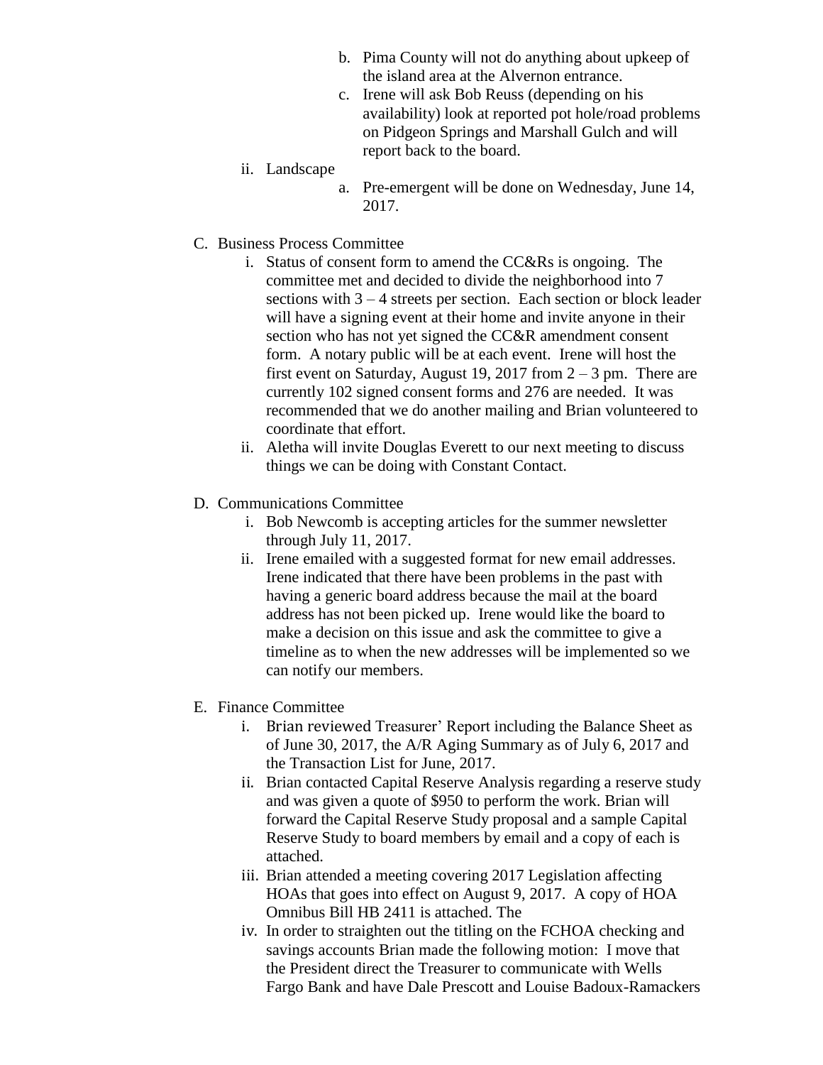b. Pima County will not do anything about upkeep of the island area at the Alvernon entrance.
c. Irene will ask Bob Reuss (depending on his availability) look at reported pot hole/road problems on Pidgeon Springs and Marshall Gulch and will report back to the board.

ii. Landscape

a. Pre-emergent will be done on Wednesday, June 14, 2017.

C. Business Process Committee

i. Status of consent form to amend the CC&Rs is ongoing. The committee met and decided to divide the neighborhood into 7 sections with 3 – 4 streets per section. Each section or block leader will have a signing event at their home and invite anyone in their section who has not yet signed the CC&R amendment consent form. A notary public will be at each event. Irene will host the first event on Saturday, August 19, 2017 from 2 – 3 pm. There are currently 102 signed consent forms and 276 are needed. It was recommended that we do another mailing and Brian volunteered to coordinate that effort.
ii. Aletha will invite Douglas Everett to our next meeting to discuss things we can be doing with Constant Contact.

D. Communications Committee

i. Bob Newcomb is accepting articles for the summer newsletter through July 11, 2017.
ii. Irene emailed with a suggested format for new email addresses. Irene indicated that there have been problems in the past with having a generic board address because the mail at the board address has not been picked up. Irene would like the board to make a decision on this issue and ask the committee to give a timeline as to when the new addresses will be implemented so we can notify our members.

E. Finance Committee

i. Brian reviewed Treasurer' Report including the Balance Sheet as of June 30, 2017, the A/R Aging Summary as of July 6, 2017 and the Transaction List for June, 2017.
ii. Brian contacted Capital Reserve Analysis regarding a reserve study and was given a quote of $950 to perform the work. Brian will forward the Capital Reserve Study proposal and a sample Capital Reserve Study to board members by email and a copy of each is attached.
iii. Brian attended a meeting covering 2017 Legislation affecting HOAs that goes into effect on August 9, 2017. A copy of HOA Omnibus Bill HB 2411 is attached. The
iv. In order to straighten out the titling on the FCHOA checking and savings accounts Brian made the following motion: I move that the President direct the Treasurer to communicate with Wells Fargo Bank and have Dale Prescott and Louise Badoux-Ramackers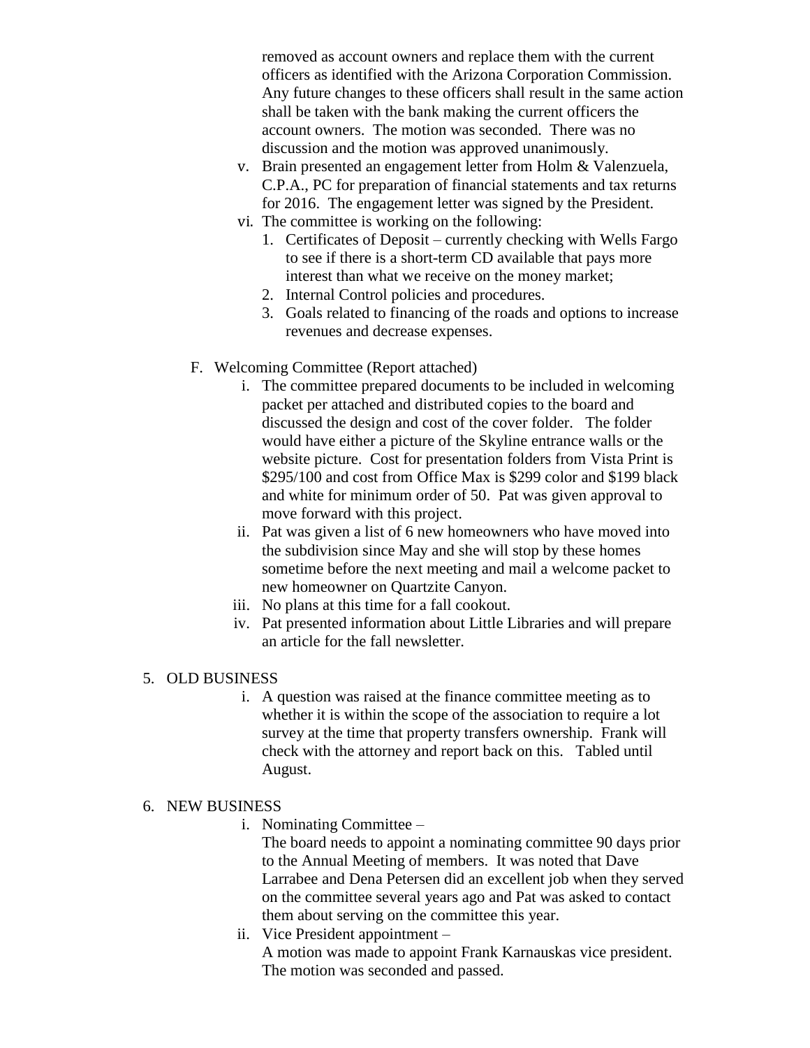removed as account owners and replace them with the current officers as identified with the Arizona Corporation Commission. Any future changes to these officers shall result in the same action shall be taken with the bank making the current officers the account owners. The motion was seconded. There was no discussion and the motion was approved unanimously.

v. Brain presented an engagement letter from Holm & Valenzuela, C.P.A., PC for preparation of financial statements and tax returns for 2016. The engagement letter was signed by the President.

vi. The committee is working on the following:
   1. Certificates of Deposit – currently checking with Wells Fargo to see if there is a short-term CD available that pays more interest than what we receive on the money market;
   2. Internal Control policies and procedures.
   3. Goals related to financing of the roads and options to increase revenues and decrease expenses.

F. Welcoming Committee (Report attached)

i. The committee prepared documents to be included in welcoming packet per attached and distributed copies to the board and discussed the design and cost of the cover folder. The folder would have either a picture of the Skyline entrance walls or the website picture. Cost for presentation folders from Vista Print is $295/100 and cost from Office Max is $299 color and $199 black and white for minimum order of 50. Pat was given approval to move forward with this project.

ii. Pat was given a list of 6 new homeowners who have moved into the subdivision since May and she will stop by these homes sometime before the next meeting and mail a welcome packet to new homeowner on Quartzite Canyon.

iii. No plans at this time for a fall cookout.

iv. Pat presented information about Little Libraries and will prepare an article for the fall newsletter.

5. OLD BUSINESS

i. A question was raised at the finance committee meeting as to whether it is within the scope of the association to require a lot survey at the time that property transfers ownership. Frank will check with the attorney and report back on this. Tabled until August.

6. NEW BUSINESS

i. Nominating Committee –
The board needs to appoint a nominating committee 90 days prior to the Annual Meeting of members. It was noted that Dave Larrabee and Dena Petersen did an excellent job when they served on the committee several years ago and Pat was asked to contact them about serving on the committee this year.

ii. Vice President appointment –
A motion was made to appoint Frank Karnauskas vice president. The motion was seconded and passed.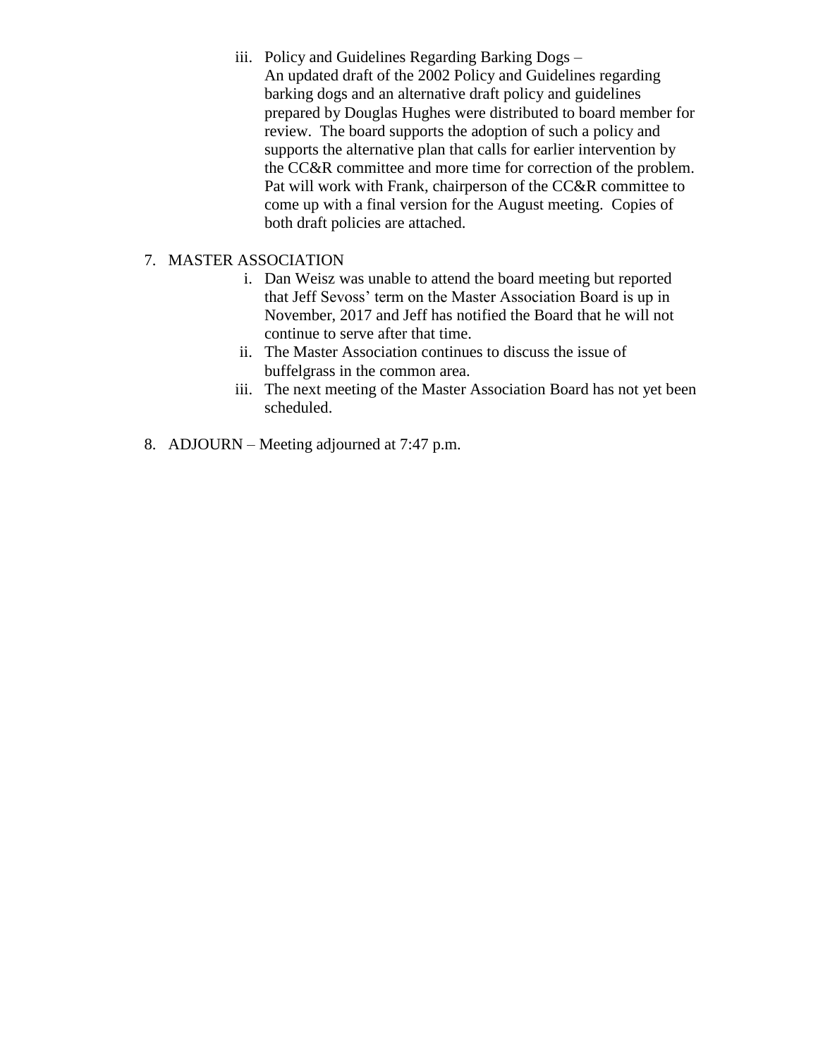iii. Policy and Guidelines Regarding Barking Dogs –
   An updated draft of the 2002 Policy and Guidelines regarding barking dogs and an alternative draft policy and guidelines prepared by Douglas Hughes were distributed to board member for review. The board supports the adoption of such a policy and supports the alternative plan that calls for earlier intervention by the CC&R committee and more time for correction of the problem. Pat will work with Frank, chairperson of the CC&R committee to come up with a final version for the August meeting. Copies of both draft policies are attached.

7. MASTER ASSOCIATION
   i. Dan Weisz was unable to attend the board meeting but reported that Jeff Sevoss' term on the Master Association Board is up in November, 2017 and Jeff has notified the Board that he will not continue to serve after that time.
   ii. The Master Association continues to discuss the issue of buffelgrass in the common area.
   iii. The next meeting of the Master Association Board has not yet been scheduled.

8. ADJOURN – Meeting adjourned at 7:47 p.m.